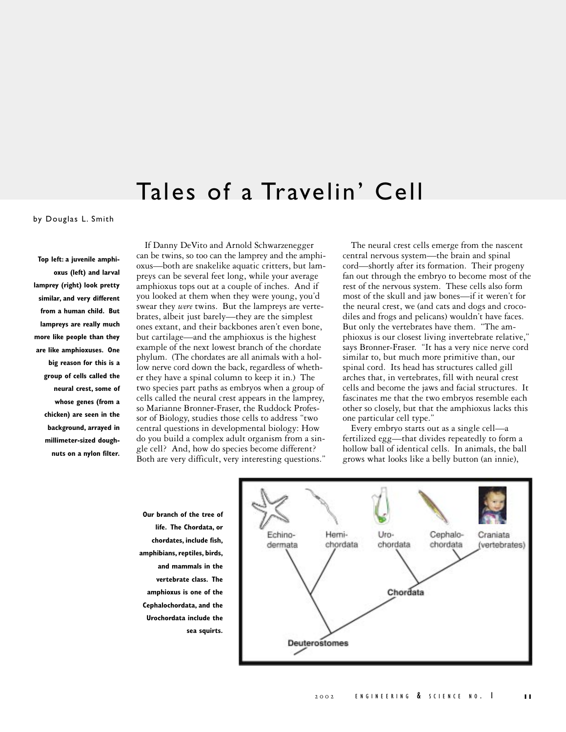# Tales of a Travelin' Cell

by Douglas L. Smith

**Top left: a juvenile amphioxus (left) and larval lamprey (right) look pretty similar, and very different from a human child. But lampreys are really much more like people than they are like amphioxuses. One big reason for this is a group of cells called the neural crest, some of whose genes (from a chicken) are seen in the background, arrayed in millimeter-sized doughnuts on a nylon filter.**

If Danny DeVito and Arnold Schwarzenegger can be twins, so too can the lamprey and the amphioxus—both are snakelike aquatic critters, but lampreys can be several feet long, while your average amphioxus tops out at a couple of inches. And if you looked at them when they were young, you'd swear they *were* twins. But the lampreys are vertebrates, albeit just barely—they are the simplest ones extant, and their backbones aren't even bone, but cartilage—and the amphioxus is the highest example of the next lowest branch of the chordate phylum. (The chordates are all animals with a hollow nerve cord down the back, regardless of whether they have a spinal column to keep it in.) The two species part paths as embryos when a group of cells called the neural crest appears in the lamprey, so Marianne Bronner-Fraser, the Ruddock Professor of Biology, studies those cells to address "two central questions in developmental biology: How do you build a complex adult organism from a single cell? And, how do species become different? Both are very difficult, very interesting questions."

The neural crest cells emerge from the nascent central nervous system—the brain and spinal cord—shortly after its formation. Their progeny fan out through the embryo to become most of the rest of the nervous system. These cells also form most of the skull and jaw bones—if it weren't for the neural crest, we (and cats and dogs and crocodiles and frogs and pelicans) wouldn't have faces. But only the vertebrates have them. "The amphioxus is our closest living invertebrate relative," says Bronner-Fraser. "It has a very nice nerve cord similar to, but much more primitive than, our spinal cord. Its head has structures called gill arches that, in vertebrates, fill with neural crest cells and become the jaws and facial structures. It fascinates me that the two embryos resemble each other so closely, but that the amphioxus lacks this one particular cell type."

Every embryo starts out as a single cell—a fertilized egg—that divides repeatedly to form a hollow ball of identical cells. In animals, the ball grows what looks like a belly button (an innie),

**Our branch of the tree of life. The Chordata, or chordates, include fish, amphibians, reptiles, birds, and mammals in the vertebrate class. The amphioxus is one of the Cephalochordata, and the Urochordata include the sea squirts.**

Echinodermata | Hemichordata | Urochordata | Cephalochordata | Craniata (vertebrates)

Chordata

Deuterostomes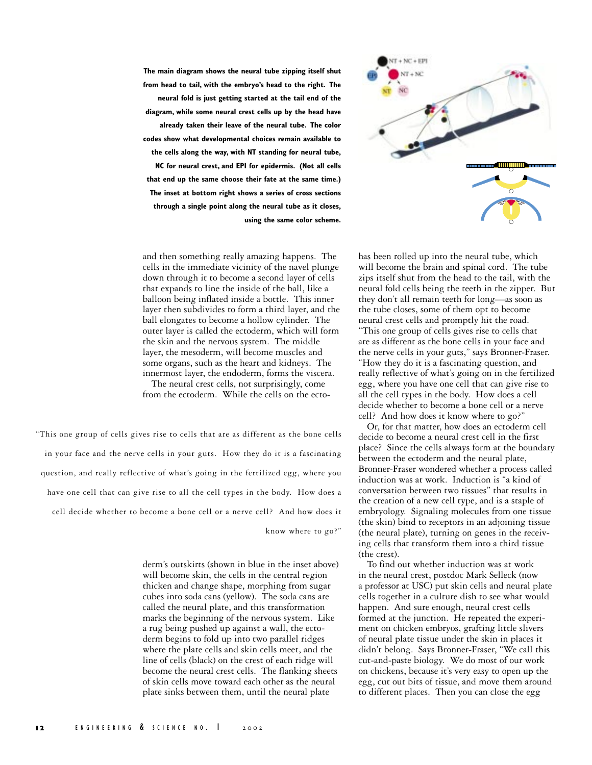**The main diagram shows the neural tube zipping itself shut from head to tail, with the embryo's head to the right. The neural fold is just getting started at the tail end of the diagram, while some neural crest cells up by the head have already taken their leave of the neural tube. The color codes show what developmental choices remain available to the cells along the way, with NT standing for neural tube, NC for neural crest, and EPI for epidermis. (Not all cells that end up the same choose their fate at the same time.) The inset at bottom right shows a series of cross sections through a single point along the neural tube as it closes, using the same color scheme.**

and then something really amazing happens. The cells in the immediate vicinity of the navel plunge down through it to become a second layer of cells that expands to line the inside of the ball, like a balloon being inflated inside a bottle. This inner layer then subdivides to form a third layer, and the ball elongates to become a hollow cylinder. The outer layer is called the ectoderm, which will form the skin and the nervous system. The middle layer, the mesoderm, will become muscles and some organs, such as the heart and kidneys. The innermost layer, the endoderm, forms the viscera.

The neural crest cells, not surprisingly, come from the ectoderm. While the cells on the ectoderm's outskirts (shown in blue in the inset above) will become skin, the cells in the central region thicken and change shape, morphing from sugar cubes into soda cans (yellow). The soda cans are called the neural plate, and this transformation marks the beginning of the nervous system. Like a rug being pushed up against a wall, the ectoderm begins to fold up into two parallel ridges where the plate cells and skin cells meet, and the line of cells (black) on the crest of each ridge will become the neural crest cells. The flanking sheets of skin cells move toward each other as the neural plate sinks between them, until the neural plate has been rolled up into the neural tube, which will become the brain and spinal cord. The tube zips itself shut from the head to the tail, with the neural fold cells being the teeth in the zipper. But they don't all remain teeth for long—as soon as the tube closes, some of them opt to become neural crest cells and promptly hit the road. "This one group of cells gives rise to cells that are as different as the bone cells in your face and the nerve cells in your guts," says Bronner-Fraser. "How they do it is a fascinating question, and really reflective of what's going on in the fertilized egg, where you have one cell that can give rise to all the cell types in the body. How does a cell decide whether to become a bone cell or a nerve cell? And how does it know where to go?"

> "This one group of cells gives rise to cells that are as different as the bone cells in your face and the nerve cells in your guts. How they do it is a fascinating question, and really reflective of what's going in the fertilized egg, where you have one cell that can give rise to all the cell types in the body. How does a cell decide whether to become a bone cell or a nerve cell? And how does it know where to go?"

Or, for that matter, how does an ectoderm cell decide to become a neural crest cell in the first place? Since the cells always form at the boundary between the ectoderm and the neural plate, Bronner-Fraser wondered whether a process called induction was at work. Induction is "a kind of conversation between two tissues" that results in the creation of a new cell type, and is a staple of embryology. Signaling molecules from one tissue (the skin) bind to receptors in an adjoining tissue (the neural plate), turning on genes in the receiving cells that transform them into a third tissue (the crest).

To find out whether induction was at work in the neural crest, postdoc Mark Selleck (now a professor at USC) put skin cells and neural plate cells together in a culture dish to see what would happen. And sure enough, neural crest cells formed at the junction. He repeated the experiment on chicken embryos, grafting little slivers of neural plate tissue under the skin in places it didn't belong. Says Bronner-Fraser, "We call this cut-and-paste biology. We do most of our work on chickens, because it's very easy to open up the egg, cut out bits of tissue, and move them around to different places. Then you can close the egg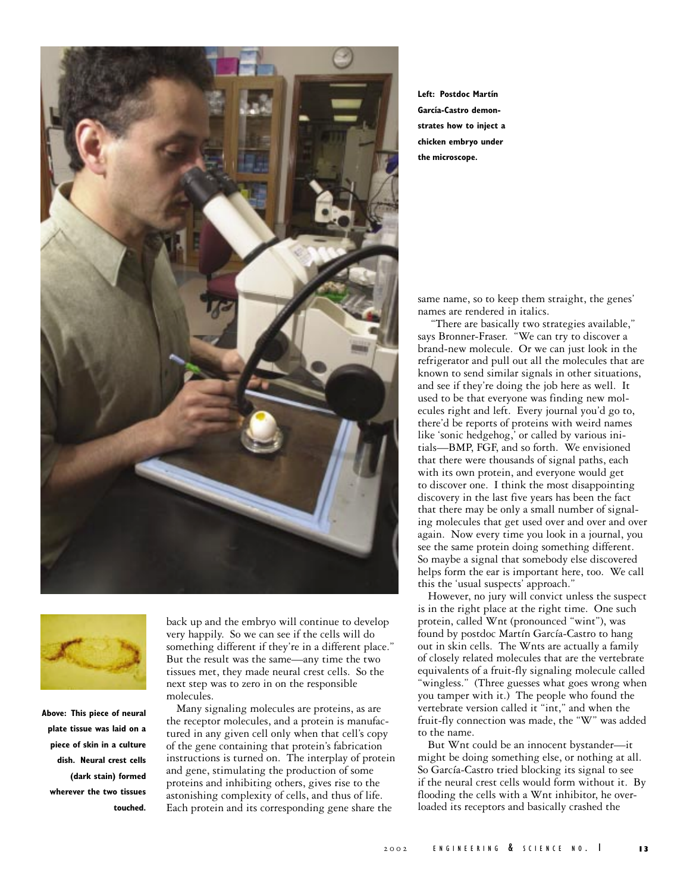Left: Postdoc Martín García-Castro demonstrates how to inject a chicken embryo under the microscope.

Above: This piece of neural plate tissue was laid on a piece of skin in a culture dish. Neural crest cells (dark stain) formed wherever the two tissues touched.

back up and the embryo will continue to develop very happily. So we can see if the cells will do something different if they're in a different place." But the result was the same—any time the two tissues met, they made neural crest cells. So the next step was to zero in on the responsible molecules.

Many signaling molecules are proteins, as are the receptor molecules, and a protein is manufactured in any given cell only when that cell's copy of the gene containing that protein's fabrication instructions is turned on. The interplay of protein and gene, stimulating the production of some proteins and inhibiting others, gives rise to the astonishing complexity of cells, and thus of life. Each protein and its corresponding gene share the same name, so to keep them straight, the genes' names are rendered in italics.

"There are basically two strategies available," says Bronner-Fraser. "We can try to discover a brand-new molecule. Or we can just look in the refrigerator and pull out all the molecules that are known to send similar signals in other situations, and see if they're doing the job here as well. It used to be that everyone was finding new molecules right and left. Every journal you'd go to, there'd be reports of proteins with weird names like 'sonic hedgehog,' or called by various initials—BMP, FGF, and so forth. We envisioned that there were thousands of signal paths, each with its own protein, and everyone would get to discover one. I think the most disappointing discovery in the last five years has been the fact that there may be only a small number of signaling molecules that get used over and over and over again. Now every time you look in a journal, you see the same protein doing something different. So maybe a signal that somebody else discovered helps form the ear is important here, too. We call this the 'usual suspects' approach."

However, no jury will convict unless the suspect is in the right place at the right time. One such protein, called Wnt (pronounced "wint"), was found by postdoc Martín García-Castro to hang out in skin cells. The Wnts are actually a family of closely related molecules that are the vertebrate equivalents of a fruit-fly signaling molecule called "wingless." (Three guesses what goes wrong when you tamper with it.) The people who found the vertebrate version called it "int," and when the fruit-fly connection was made, the "W" was added to the name.

But Wnt could be an innocent bystander—it might be doing something else, or nothing at all. So García-Castro tried blocking its signal to see if the neural crest cells would form without it. By flooding the cells with a Wnt inhibitor, he overloaded its receptors and basically crashed the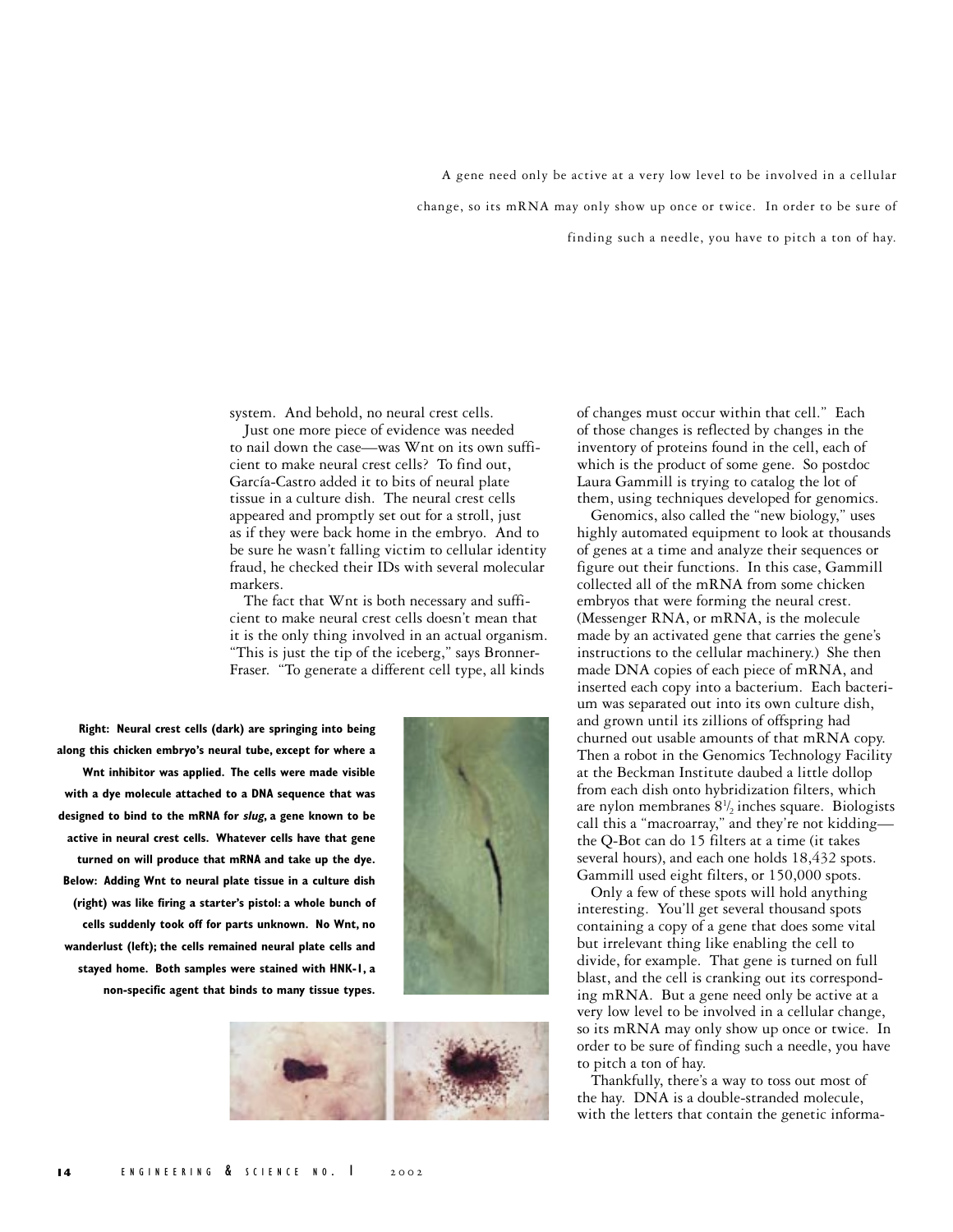A gene need only be active at a very low level to be involved in a cellular change, so its mRNA may only show up once or twice. In order to be sure of finding such a needle, you have to pitch a ton of hay.

system. And behold, no neural crest cells.

Just one more piece of evidence was needed to nail down the case—was Wnt on its own sufficient to make neural crest cells? To find out, García-Castro added it to bits of neural plate tissue in a culture dish. The neural crest cells appeared and promptly set out for a stroll, just as if they were back home in the embryo. And to be sure he wasn't falling victim to cellular identity fraud, he checked their IDs with several molecular markers.

The fact that Wnt is both necessary and sufficient to make neural crest cells doesn't mean that it is the only thing involved in an actual organism. "This is just the tip of the iceberg," says Bronner-Fraser. "To generate a different cell type, all kinds of changes must occur within that cell." Each of those changes is reflected by changes in the inventory of proteins found in the cell, each of which is the product of some gene. So postdoc Laura Gammill is trying to catalog the lot of them, using techniques developed for genomics.

**Right: Neural crest cells (dark) are springing into being along this chicken embryo's neural tube, except for where a Wnt inhibitor was applied. The cells were made visible with a dye molecule attached to a DNA sequence that was designed to bind to the mRNA for *slug*, a gene known to be active in neural crest cells. Whatever cells have that gene turned on will produce that mRNA and take up the dye. Below: Adding Wnt to neural plate tissue in a culture dish (right) was like firing a starter's pistol: a whole bunch of cells suddenly took off for parts unknown. No Wnt, no wanderlust (left); the cells remained neural plate cells and stayed home. Both samples were stained with HNK-1, a non-specific agent that binds to many tissue types.**

Genomics, also called the "new biology," uses highly automated equipment to look at thousands of genes at a time and analyze their sequences or figure out their functions. In this case, Gammill collected all of the mRNA from some chicken embryos that were forming the neural crest. (Messenger RNA, or mRNA, is the molecule made by an activated gene that carries the gene's instructions to the cellular machinery.) She then made DNA copies of each piece of mRNA, and inserted each copy into a bacterium. Each bacterium was separated out into its own culture dish, and grown until its zillions of offspring had churned out usable amounts of that mRNA copy. Then a robot in the Genomics Technology Facility at the Beckman Institute daubed a little dollop from each dish onto hybridization filters, which are nylon membranes 8½ inches square. Biologists call this a "macroarray," and they're not kidding—the Q-Bot can do 15 filters at a time (it takes several hours), and each one holds 18,432 spots. Gammill used eight filters, or 150,000 spots.

Only a few of these spots will hold anything interesting. You'll get several thousand spots containing a copy of a gene that does some vital but irrelevant thing like enabling the cell to divide, for example. That gene is turned on full blast, and the cell is cranking out its corresponding mRNA. But a gene need only be active at a very low level to be involved in a cellular change, so its mRNA may only show up once or twice. In order to be sure of finding such a needle, you have to pitch a ton of hay.

Thankfully, there's a way to toss out most of the hay. DNA is a double-stranded molecule, with the letters that contain the genetic informa-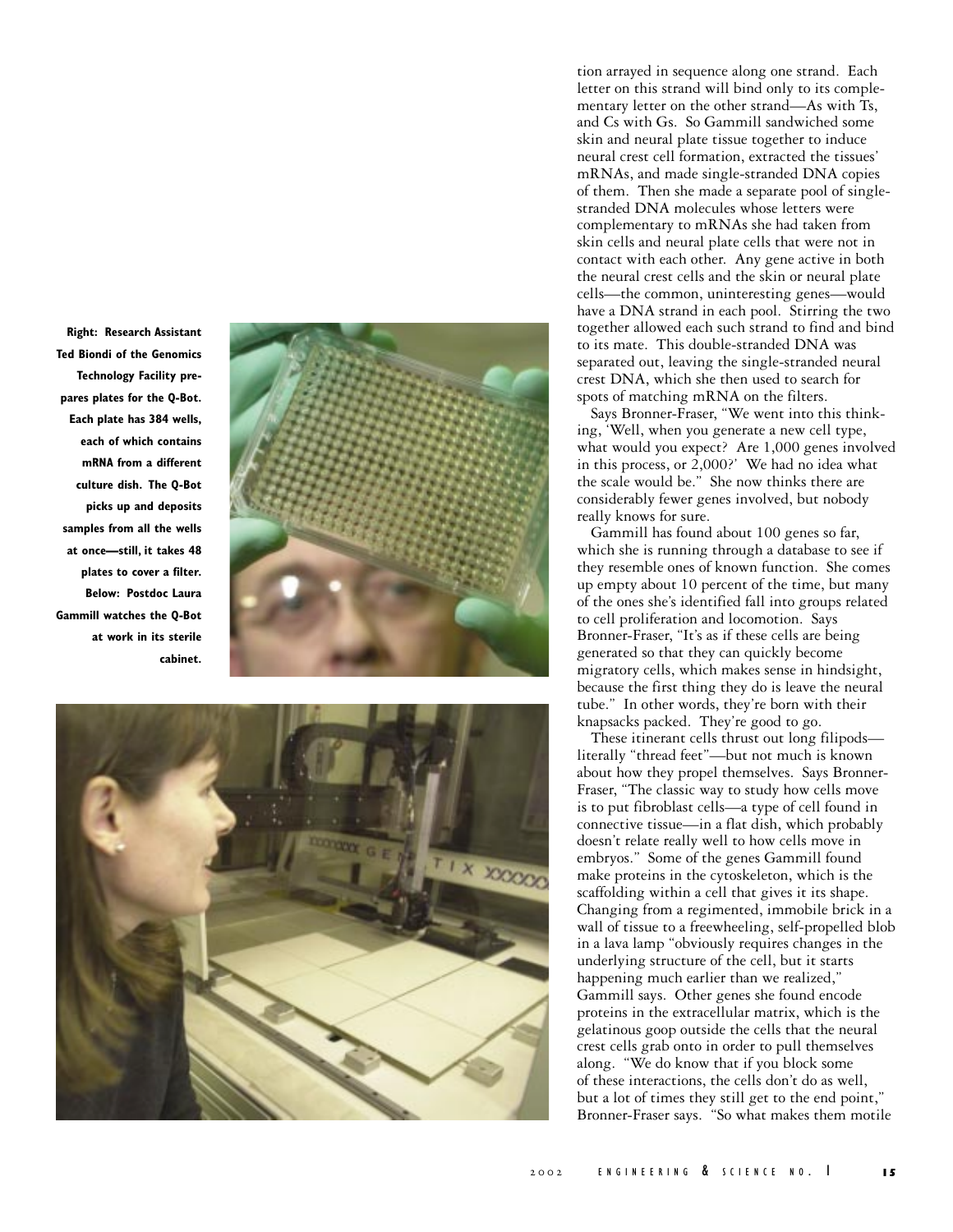Right: Research Assistant Ted Biondi of the Genomics Technology Facility prepares plates for the Q-Bot. Each plate has 384 wells, each of which contains mRNA from a different culture dish. The Q-Bot picks up and deposits samples from all the wells at once—still, it takes 48 plates to cover a filter. Below: Postdoc Laura Gammill watches the Q-Bot at work in its sterile cabinet.

tion arrayed in sequence along one strand. Each letter on this strand will bind only to its complementary letter on the other strand—As with Ts, and Cs with Gs. So Gammill sandwiched some skin and neural plate tissue together to induce neural crest cell formation, extracted the tissues' mRNAs, and made single-stranded DNA copies of them. Then she made a separate pool of single-stranded DNA molecules whose letters were complementary to mRNAs she had taken from skin cells and neural plate cells that were not in contact with each other. Any gene active in both the neural crest cells and the skin or neural plate cells—the common, uninteresting genes—would have a DNA strand in each pool. Stirring the two together allowed each such strand to find and bind to its mate. This double-stranded DNA was separated out, leaving the single-stranded neural crest DNA, which she then used to search for spots of matching mRNA on the filters.

Says Bronner-Fraser, "We went into this thinking, 'Well, when you generate a new cell type, what would you expect? Are 1,000 genes involved in this process, or 2,000?' We had no idea what the scale would be." She now thinks there are considerably fewer genes involved, but nobody really knows for sure.

Gammill has found about 100 genes so far, which she is running through a database to see if they resemble ones of known function. She comes up empty about 10 percent of the time, but many of the ones she's identified fall into groups related to cell proliferation and locomotion. Says Bronner-Fraser, "It's as if these cells are being generated so that they can quickly become migratory cells, which makes sense in hindsight, because the first thing they do is leave the neural tube." In other words, they're born with their knapsacks packed. They're good to go.

These itinerant cells thrust out long filipods—literally "thread feet"—but not much is known about how they propel themselves. Says Bronner-Fraser, "The classic way to study how cells move is to put fibroblast cells—a type of cell found in connective tissue—in a flat dish, which probably doesn't relate really well to how cells move in embryos." Some of the genes Gammill found make proteins in the cytoskeleton, which is the scaffolding within a cell that gives it its shape. Changing from a regimented, immobile brick in a wall of tissue to a freewheeling, self-propelled blob in a lava lamp "obviously requires changes in the underlying structure of the cell, but it starts happening much earlier than we realized," Gammill says. Other genes she found encode proteins in the extracellular matrix, which is the gelatinous goop outside the cells that the neural crest cells grab onto in order to pull themselves along. "We do know that if you block some of these interactions, the cells don't do as well, but a lot of times they still get to the end point," Bronner-Fraser says. "So what makes them motile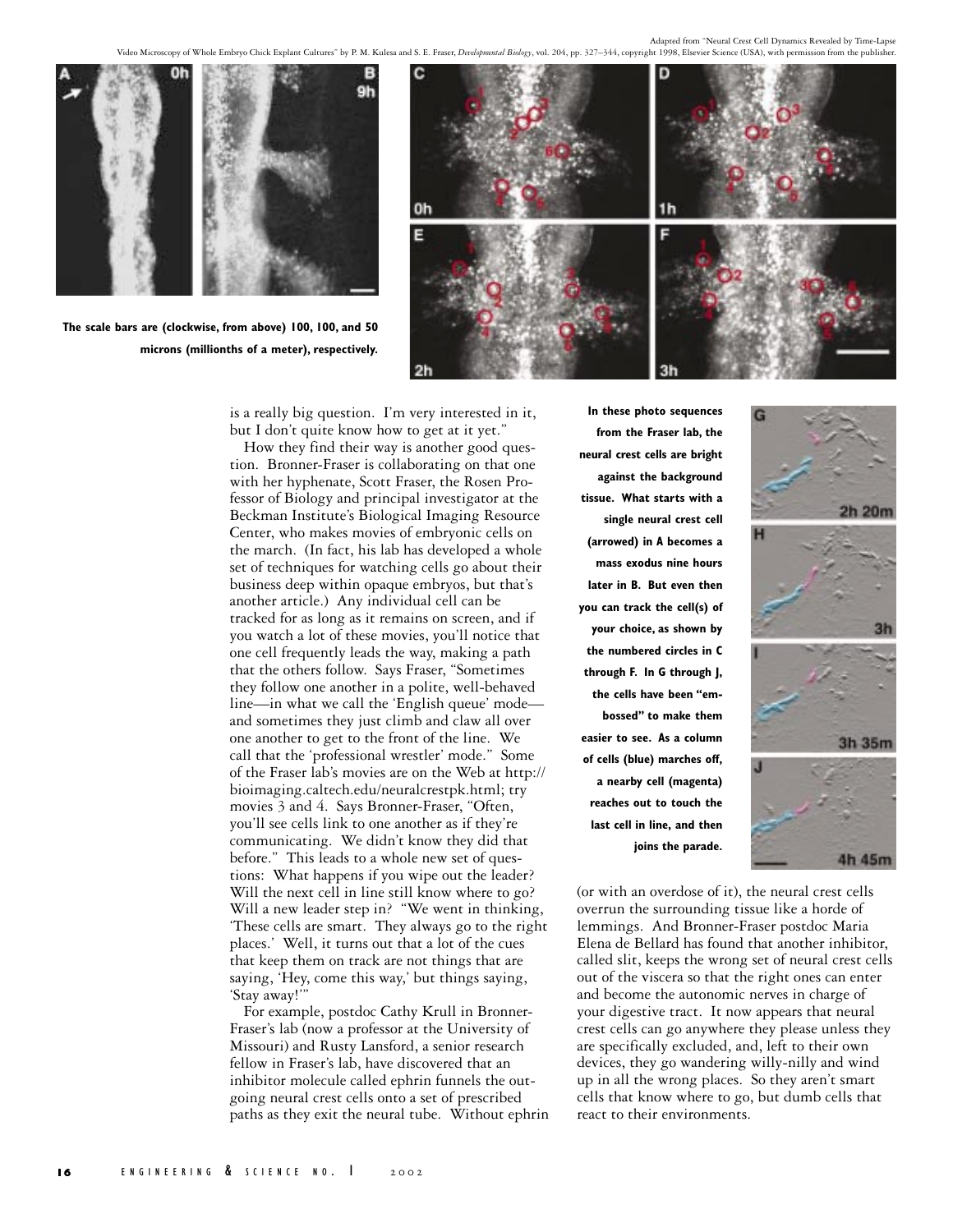Adapted from "Neural Crest Cell Dynamics Revealed by Time-Lapse Video Microscopy of Whole Embryo Chick Explant Cultures" by P. M. Kulesa and S. E. Fraser, *Developmental Biology*, vol. 204, pp. 327–344, copyright 1998, Elsevier Science (USA), with permission from the publisher.

**The scale bars are (clockwise, from above) 100, 100, and 50 microns (millionths of a meter), respectively.**

is a really big question. I'm very interested in it, but I don't quite know how to get at it yet."

How they find their way is another good question. Bronner-Fraser is collaborating on that one with her hyphenate, Scott Fraser, the Rosen Professor of Biology and principal investigator at the Beckman Institute's Biological Imaging Resource Center, who makes movies of embryonic cells on the march. (In fact, his lab has developed a whole set of techniques for watching cells go about their business deep within opaque embryos, but that's another article.) Any individual cell can be tracked for as long as it remains on screen, and if you watch a lot of these movies, you'll notice that one cell frequently leads the way, making a path that the others follow. Says Fraser, "Sometimes they follow one another in a polite, well-behaved line—in what we call the 'English queue' mode—and sometimes they just climb and claw all over one another to get to the front of the line. We call that the 'professional wrestler' mode." Some of the Fraser lab's movies are on the Web at http://bioimaging.caltech.edu/neuralcrestpk.html; try movies 3 and 4. Says Bronner-Fraser, "Often, you'll see cells link to one another as if they're communicating. We didn't know they did that before." This leads to a whole new set of questions: What happens if you wipe out the leader? Will the next cell in line still know where to go? Will a new leader step in? "We went in thinking, 'These cells are smart. They always go to the right places.' Well, it turns out that a lot of the cues that keep them on track are not things that are saying, 'Hey, come this way,' but things saying, 'Stay away!'"

For example, postdoc Cathy Krull in Bronner-Fraser's lab (now a professor at the University of Missouri) and Rusty Lansford, a senior research fellow in Fraser's lab, have discovered that an inhibitor molecule called ephrin funnels the outgoing neural crest cells onto a set of prescribed paths as they exit the neural tube. Without ephrin (or with an overdose of it), the neural crest cells overrun the surrounding tissue like a horde of lemmings. And Bronner-Fraser postdoc Maria Elena de Bellard has found that another inhibitor, called slit, keeps the wrong set of neural crest cells out of the viscera so that the right ones can enter and become the autonomic nerves in charge of your digestive tract. It now appears that neural crest cells can go anywhere they please unless they are specifically excluded, and, left to their own devices, they go wandering willy-nilly and wind up in all the wrong places. So they aren't smart cells that know where to go, but dumb cells that react to their environments.

**In these photo sequences from the Fraser lab, the neural crest cells are bright against the background tissue. What starts with a single neural crest cell (arrowed) in A becomes a mass exodus nine hours later in B. But even then you can track the cell(s) of your choice, as shown by the numbered circles in C through F. In G through J, the cells have been "embossed" to make them easier to see. As a column of cells (blue) marches off, a nearby cell (magenta) reaches out to touch the last cell in line, and then joins the parade.**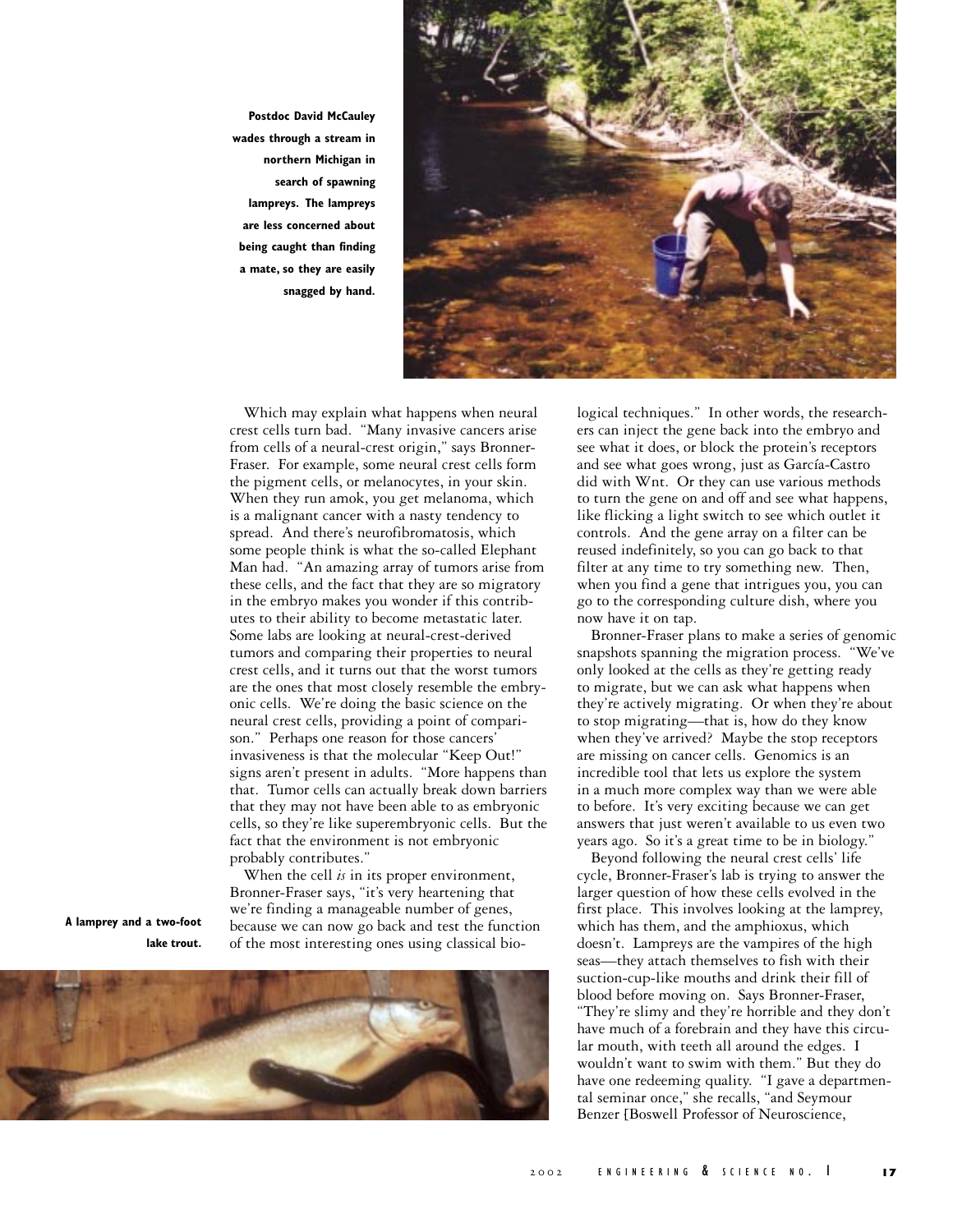Postdoc David McCauley wades through a stream in northern Michigan in search of spawning lampreys. The lampreys are less concerned about being caught than finding a mate, so they are easily snagged by hand.

Which may explain what happens when neural crest cells turn bad. "Many invasive cancers arise from cells of a neural-crest origin," says Bronner-Fraser. For example, some neural crest cells form the pigment cells, or melanocytes, in your skin. When they run amok, you get melanoma, which is a malignant cancer with a nasty tendency to spread. And there's neurofibromatosis, which some people think is what the so-called Elephant Man had. "An amazing array of tumors arise from these cells, and the fact that they are so migratory in the embryo makes you wonder if this contributes to their ability to become metastatic later. Some labs are looking at neural-crest-derived tumors and comparing their properties to neural crest cells, and it turns out that the worst tumors are the ones that most closely resemble the embryonic cells. We're doing the basic science on the neural crest cells, providing a point of comparison." Perhaps one reason for those cancers' invasiveness is that the molecular "Keep Out!" signs aren't present in adults. "More happens than that. Tumor cells can actually break down barriers that they may not have been able to as embryonic cells, so they're like superembryonic cells. But the fact that the environment is not embryonic probably contributes."

When the cell *is* in its proper environment, Bronner-Fraser says, "it's very heartening that we're finding a manageable number of genes, because we can now go back and test the function of the most interesting ones using classical biological techniques." In other words, the researchers can inject the gene back into the embryo and see what it does, or block the protein's receptors and see what goes wrong, just as García-Castro did with Wnt. Or they can use various methods to turn the gene on and off and see what happens, like flicking a light switch to see which outlet it controls. And the gene array on a filter can be reused indefinitely, so you can go back to that filter at any time to try something new. Then, when you find a gene that intrigues you, you can go to the corresponding culture dish, where you now have it on tap.

Bronner-Fraser plans to make a series of genomic snapshots spanning the migration process. "We've only looked at the cells as they're getting ready to migrate, but we can ask what happens when they're actively migrating. Or when they're about to stop migrating—that is, how do they know when they've arrived? Maybe the stop receptors are missing on cancer cells. Genomics is an incredible tool that lets us explore the system in a much more complex way than we were able to before. It's very exciting because we can get answers that just weren't available to us even two years ago. So it's a great time to be in biology."

Beyond following the neural crest cells' life cycle, Bronner-Fraser's lab is trying to answer the larger question of how these cells evolved in the first place. This involves looking at the lamprey, which has them, and the amphioxus, which doesn't. Lampreys are the vampires of the high seas—they attach themselves to fish with their suction-cup-like mouths and drink their fill of blood before moving on. Says Bronner-Fraser, "They're slimy and they're horrible and they don't have much of a forebrain and they have this circular mouth, with teeth all around the edges. I wouldn't want to swim with them." But they do have one redeeming quality. "I gave a departmental seminar once," she recalls, "and Seymour Benzer [Boswell Professor of Neuroscience,

A lamprey and a two-foot lake trout.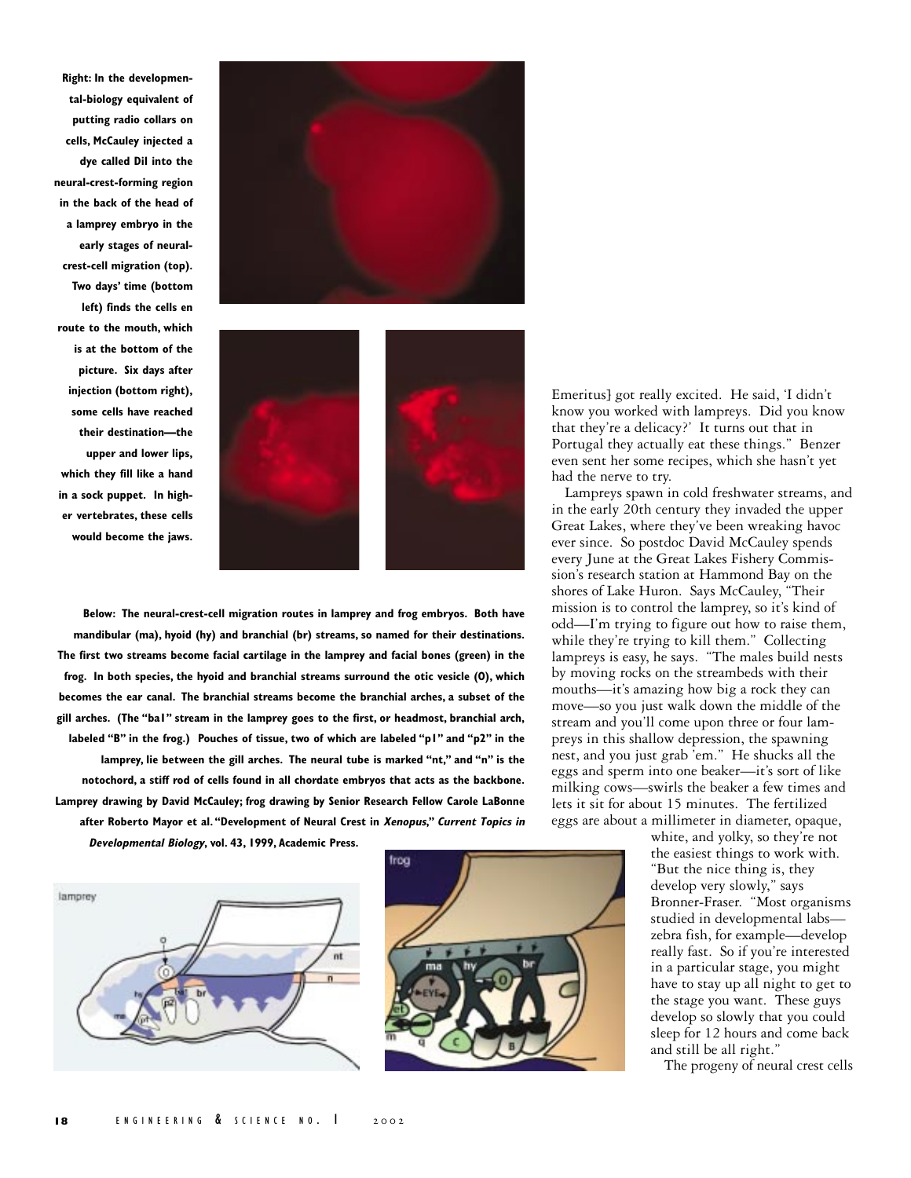**Right: In the developmental-biology equivalent of putting radio collars on cells, McCauley injected a dye called DiI into the neural-crest-forming region in the back of the head of a lamprey embryo in the early stages of neural-crest-cell migration (top). Two days' time (bottom left) finds the cells en route to the mouth, which is at the bottom of the picture. Six days after injection (bottom right), some cells have reached their destination—the upper and lower lips, which they fill like a hand in a sock puppet. In higher vertebrates, these cells would become the jaws.**

**Below: The neural-crest-cell migration routes in lamprey and frog embryos. Both have mandibular (ma), hyoid (hy) and branchial (br) streams, so named for their destinations. The first two streams become facial cartilage in the lamprey and facial bones (green) in the frog. In both species, the hyoid and branchial streams surround the otic vesicle (O), which becomes the ear canal. The branchial streams become the branchial arches, a subset of the gill arches. (The "ba1" stream in the lamprey goes to the first, or headmost, branchial arch, labeled "B" in the frog.) Pouches of tissue, two of which are labeled "p1" and "p2" in the lamprey, lie between the gill arches. The neural tube is marked "nt," and "n" is the notochord, a stiff rod of cells found in all chordate embryos that acts as the backbone. Lamprey drawing by David McCauley; frog drawing by Senior Research Fellow Carole LaBonne after Roberto Mayor et al. "Development of Neural Crest in *Xenopus*," *Current Topics in Developmental Biology*, vol. 43, 1999, Academic Press.**

Emeritus] got really excited. He said, 'I didn't know you worked with lampreys. Did you know that they're a delicacy?' It turns out that in Portugal they actually eat these things." Benzer even sent her some recipes, which she hasn't yet had the nerve to try.

Lampreys spawn in cold freshwater streams, and in the early 20th century they invaded the upper Great Lakes, where they've been wreaking havoc ever since. So postdoc David McCauley spends every June at the Great Lakes Fishery Commission's research station at Hammond Bay on the shores of Lake Huron. Says McCauley, "Their mission is to control the lamprey, so it's kind of odd—I'm trying to figure out how to raise them, while they're trying to kill them." Collecting lampreys is easy, he says. "The males build nests by moving rocks on the streambeds with their mouths—it's amazing how big a rock they can move—so you just walk down the middle of the stream and you'll come upon three or four lampreys in this shallow depression, the spawning nest, and you just grab 'em." He shucks all the eggs and sperm into one beaker—it's sort of like milking cows—swirls the beaker a few times and lets it sit for about 15 minutes. The fertilized eggs are about a millimeter in diameter, opaque, white, and yolky, so they're not the easiest things to work with. "But the nice thing is, they develop very slowly," says Bronner-Fraser. "Most organisms studied in developmental labs—zebra fish, for example—develop really fast. So if you're interested in a particular stage, you might have to stay up all night to get to the stage you want. These guys develop so slowly that you could sleep for 12 hours and come back and still be all right."

The progeny of neural crest cells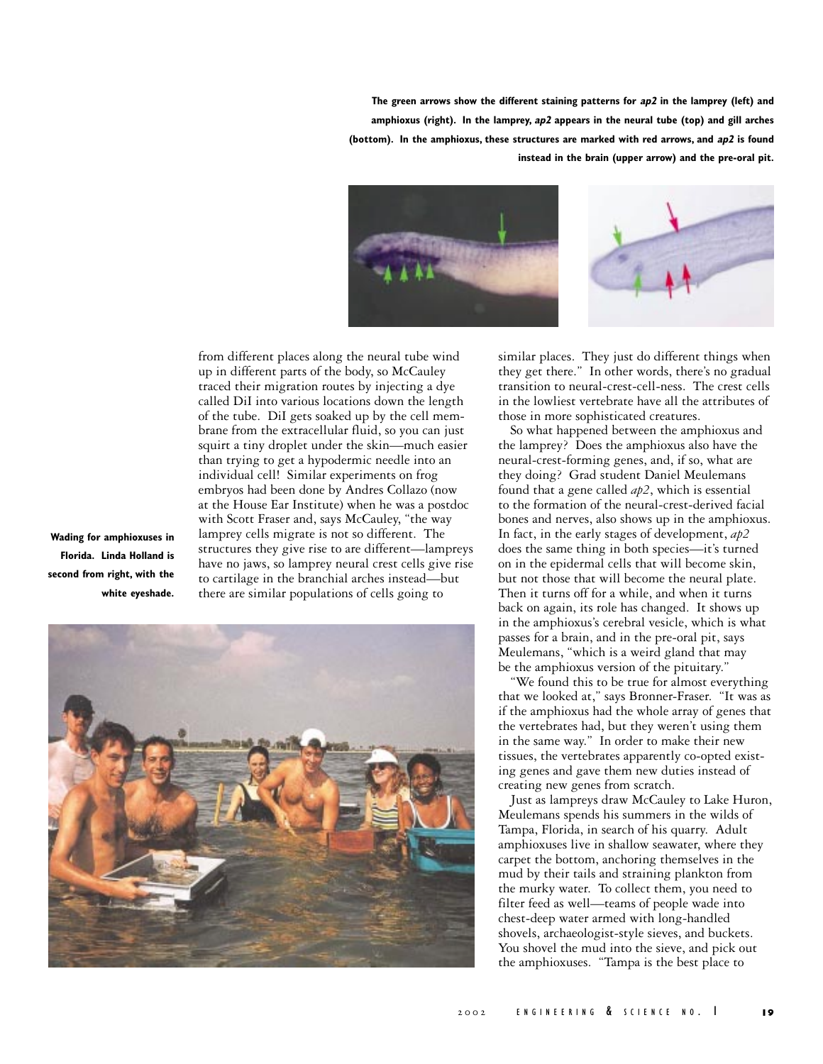**The green arrows show the different staining patterns for *ap2* in the lamprey (left) and amphioxus (right). In the lamprey, *ap2* appears in the neural tube (top) and gill arches (bottom). In the amphioxus, these structures are marked with red arrows, and *ap2* is found instead in the brain (upper arrow) and the pre-oral pit.**

from different places along the neural tube wind up in different parts of the body, so McCauley traced their migration routes by injecting a dye called DiI into various locations down the length of the tube. DiI gets soaked up by the cell membrane from the extracellular fluid, so you can just squirt a tiny droplet under the skin—much easier than trying to get a hypodermic needle into an individual cell! Similar experiments on frog embryos had been done by Andres Collazo (now at the House Ear Institute) when he was a postdoc with Scott Fraser and, says McCauley, "the way lamprey cells migrate is not so different. The structures they give rise to are different—lampreys have no jaws, so lamprey neural crest cells give rise to cartilage in the branchial arches instead—but there are similar populations of cells going to similar places. They just do different things when they get there." In other words, there's no gradual transition to neural-crest-cell-ness. The crest cells in the lowliest vertebrate have all the attributes of those in more sophisticated creatures.

So what happened between the amphioxus and the lamprey? Does the amphioxus also have the neural-crest-forming genes, and, if so, what are they doing? Grad student Daniel Meulemans found that a gene called *ap2*, which is essential to the formation of the neural-crest-derived facial bones and nerves, also shows up in the amphioxus. In fact, in the early stages of development, *ap2* does the same thing in both species—it's turned on in the epidermal cells that will become skin, but not those that will become the neural plate. Then it turns off for a while, and when it turns back on again, its role has changed. It shows up in the amphioxus's cerebral vesicle, which is what passes for a brain, and in the pre-oral pit, says Meulemans, "which is a weird gland that may be the amphioxus version of the pituitary."

"We found this to be true for almost everything that we looked at," says Bronner-Fraser. "It was as if the amphioxus had the whole array of genes that the vertebrates had, but they weren't using them in the same way." In order to make their new tissues, the vertebrates apparently co-opted existing genes and gave them new duties instead of creating new genes from scratch.

Just as lampreys draw McCauley to Lake Huron, Meulemans spends his summers in the wilds of Tampa, Florida, in search of his quarry. Adult amphioxuses live in shallow seawater, where they carpet the bottom, anchoring themselves in the mud by their tails and straining plankton from the murky water. To collect them, you need to filter feed as well—teams of people wade into chest-deep water armed with long-handled shovels, archaeologist-style sieves, and buckets. You shovel the mud into the sieve, and pick out the amphioxuses. "Tampa is the best place to

**Wading for amphioxuses in Florida. Linda Holland is second from right, with the white eyeshade.**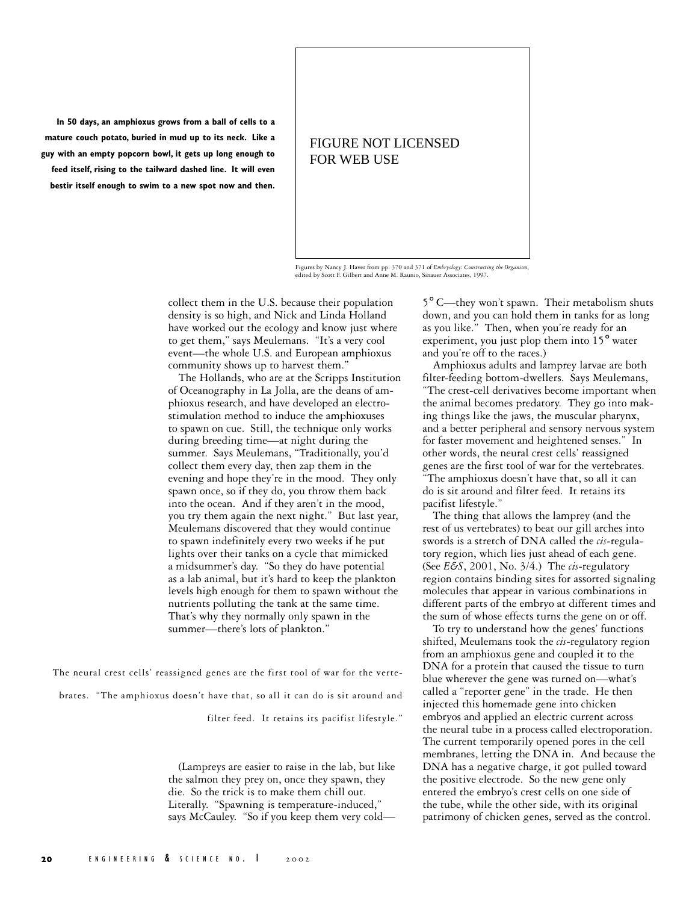**In 50 days, an amphioxus grows from a ball of cells to a mature couch potato, buried in mud up to its neck. Like a guy with an empty popcorn bowl, it gets up long enough to feed itself, rising to the tailward dashed line. It will even bestir itself enough to swim to a new spot now and then.**

FIGURE NOT LICENSED FOR WEB USE

Figures by Nancy J. Haver from pp. 370 and 371 of *Embryology: Constructing the Organism*, edited by Scott F. Gilbert and Anne M. Raunio, Sinauer Associates, 1997.

collect them in the U.S. because their population density is so high, and Nick and Linda Holland have worked out the ecology and know just where to get them," says Meulemans. "It's a very cool event—the whole U.S. and European amphioxus community shows up to harvest them."

The Hollands, who are at the Scripps Institution of Oceanography in La Jolla, are the deans of amphioxus research, and have developed an electrostimulation method to induce the amphioxuses to spawn on cue. Still, the technique only works during breeding time—at night during the summer. Says Meulemans, "Traditionally, you'd collect them every day, then zap them in the evening and hope they're in the mood. They only spawn once, so if they do, you throw them back into the ocean. And if they aren't in the mood, you try them again the next night." But last year, Meulemans discovered that they would continue to spawn indefinitely every two weeks if he put lights over their tanks on a cycle that mimicked a midsummer's day. "So they do have potential as a lab animal, but it's hard to keep the plankton levels high enough for them to spawn without the nutrients polluting the tank at the same time. That's why they normally only spawn in the summer—there's lots of plankton."

The neural crest cells' reassigned genes are the first tool of war for the vertebrates. "The amphioxus doesn't have that, so all it can do is sit around and filter feed. It retains its pacifist lifestyle."

(Lampreys are easier to raise in the lab, but like the salmon they prey on, once they spawn, they die. So the trick is to make them chill out. Literally. "Spawning is temperature-induced," says McCauley. "So if you keep them very cold—5° C—they won't spawn. Their metabolism shuts down, and you can hold them in tanks for as long as you like." Then, when you're ready for an experiment, you just plop them into 15° water and you're off to the races.)

Amphioxus adults and lamprey larvae are both filter-feeding bottom-dwellers. Says Meulemans, "The crest-cell derivatives become important when the animal becomes predatory. They go into making things like the jaws, the muscular pharynx, and a better peripheral and sensory nervous system for faster movement and heightened senses." In other words, the neural crest cells' reassigned genes are the first tool of war for the vertebrates. "The amphioxus doesn't have that, so all it can do is sit around and filter feed. It retains its pacifist lifestyle."

The thing that allows the lamprey (and the rest of us vertebrates) to beat our gill arches into swords is a stretch of DNA called the *cis*-regulatory region, which lies just ahead of each gene. (See *E&S*, 2001, No. 3/4.) The *cis*-regulatory region contains binding sites for assorted signaling molecules that appear in various combinations in different parts of the embryo at different times and the sum of whose effects turns the gene on or off.

To try to understand how the genes' functions shifted, Meulemans took the *cis*-regulatory region from an amphioxus gene and coupled it to the DNA for a protein that caused the tissue to turn blue wherever the gene was turned on—what's called a "reporter gene" in the trade. He then injected this homemade gene into chicken embryos and applied an electric current across the neural tube in a process called electroporation. The current temporarily opened pores in the cell membranes, letting the DNA in. And because the DNA has a negative charge, it got pulled toward the positive electrode. So the new gene only entered the embryo's crest cells on one side of the tube, while the other side, with its original patrimony of chicken genes, served as the control.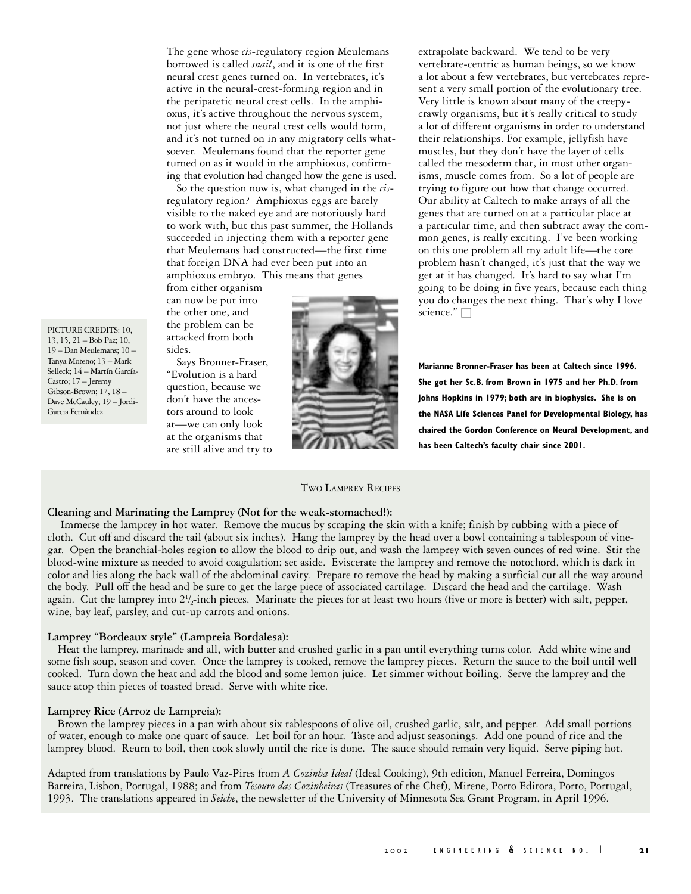The gene whose *cis*-regulatory region Meulemans borrowed is called *snail*, and it is one of the first neural crest genes turned on. In vertebrates, it's active in the neural-crest-forming region and in the peripatetic neural crest cells. In the amphioxus, it's active throughout the nervous system, not just where the neural crest cells would form, and it's not turned on in any migratory cells whatsoever. Meulemans found that the reporter gene turned on as it would in the amphioxus, confirming that evolution had changed how the gene is used.

So the question now is, what changed in the *cis*-regulatory region? Amphioxus eggs are barely visible to the naked eye and are notoriously hard to work with, but this past summer, the Hollands succeeded in injecting them with a reporter gene that Meulemans had constructed—the first time that foreign DNA had ever been put into an amphioxus embryo. This means that genes from either organism can now be put into the other one, and the problem can be attacked from both sides.

Says Bronner-Fraser, "Evolution is a hard question, because we don't have the ancestors around to look at—we can only look at the organisms that are still alive and try to extrapolate backward. We tend to be very vertebrate-centric as human beings, so we know a lot about a few vertebrates, but vertebrates represent a very small portion of the evolutionary tree. Very little is known about many of the creepy-crawly organisms, but it's really critical to study a lot of different organisms in order to understand their relationships. For example, jellyfish have muscles, but they don't have the layer of cells called the mesoderm that, in most other organisms, muscle comes from. So a lot of people are trying to figure out how that change occurred. Our ability at Caltech to make arrays of all the genes that are turned on at a particular place at a particular time, and then subtract away the common genes, is really exciting. I've been working on this one problem all my adult life—the core problem hasn't changed, it's just that the way we get at it has changed. It's hard to say what I'm going to be doing in five years, because each thing you do changes the next thing. That's why I love science." □

**Marianne Bronner-Fraser has been at Caltech since 1996. She got her Sc.B. from Brown in 1975 and her Ph.D. from Johns Hopkins in 1979; both are in biophysics. She is on the NASA Life Sciences Panel for Developmental Biology, has chaired the Gordon Conference on Neural Development, and has been Caltech's faculty chair since 2001.**

PICTURE CREDITS: 10, 13, 15, 21 – Bob Paz; 10, 19 – Dan Meulemans; 10 – Tanya Moreno; 13 – Mark Selleck; 14 – Martín García-Castro; 17 – Jeremy Gibson-Brown; 17, 18 – Dave McCauley; 19 – Jordi-Garcia Fernàndez

## Two Lamprey Recipes

**Cleaning and Marinating the Lamprey (Not for the weak-stomached!):**

Immerse the lamprey in hot water. Remove the mucus by scraping the skin with a knife; finish by rubbing with a piece of cloth. Cut off and discard the tail (about six inches). Hang the lamprey by the head over a bowl containing a tablespoon of vinegar. Open the branchial-holes region to allow the blood to drip out, and wash the lamprey with seven ounces of red wine. Stir the blood-wine mixture as needed to avoid coagulation; set aside. Eviscerate the lamprey and remove the notochord, which is dark in color and lies along the back wall of the abdominal cavity. Prepare to remove the head by making a surficial cut all the way around the body. Pull off the head and be sure to get the large piece of associated cartilage. Discard the head and the cartilage. Wash again. Cut the lamprey into $2^1/_2$-inch pieces. Marinate the pieces for at least two hours (five or more is better) with salt, pepper, wine, bay leaf, parsley, and cut-up carrots and onions.

**Lamprey "Bordeaux style" (Lampreia Bordalesa):**

Heat the lamprey, marinade and all, with butter and crushed garlic in a pan until everything turns color. Add white wine and some fish soup, season and cover. Once the lamprey is cooked, remove the lamprey pieces. Return the sauce to the boil until well cooked. Turn down the heat and add the blood and some lemon juice. Let simmer without boiling. Serve the lamprey and the sauce atop thin pieces of toasted bread. Serve with white rice.

**Lamprey Rice (Arroz de Lampreia):**

Brown the lamprey pieces in a pan with about six tablespoons of olive oil, crushed garlic, salt, and pepper. Add small portions of water, enough to make one quart of sauce. Let boil for an hour. Taste and adjust seasonings. Add one pound of rice and the lamprey blood. Reurn to boil, then cook slowly until the rice is done. The sauce should remain very liquid. Serve piping hot.

Adapted from translations by Paulo Vaz-Pires from *A Cozinha Ideal* (Ideal Cooking), 9th edition, Manuel Ferreira, Domingos Barreira, Lisbon, Portugal, 1988; and from *Tesouro das Cozinheiras* (Treasures of the Chef), Mirene, Porto Editora, Porto, Portugal, 1993. The translations appeared in *Seiche*, the newsletter of the University of Minnesota Sea Grant Program, in April 1996.